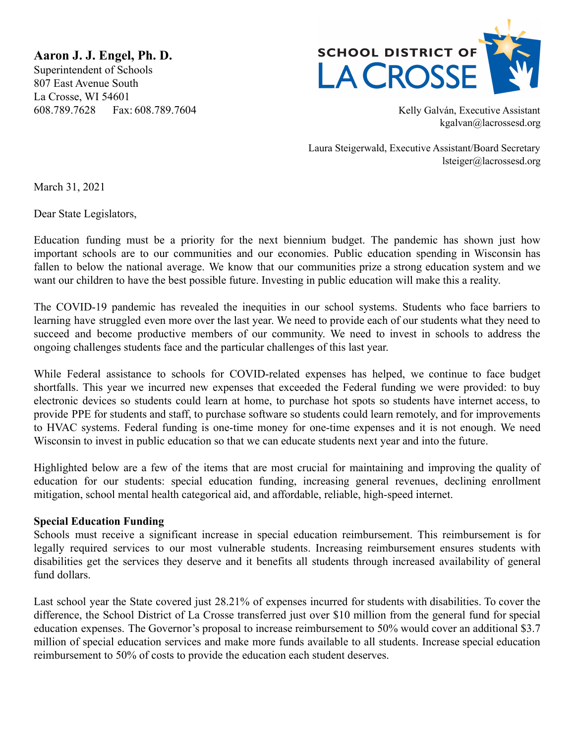**Aaron J. J. Engel, Ph. D.**
Superintendent of Schools
807 East Avenue South
La Crosse, WI 54601
608.789.7628    Fax: 608.789.7604

SCHOOL DISTRICT OF LA CROSSE

Kelly Galván, Executive Assistant
kgalvan@lacrossesd.org

Laura Steigerwald, Executive Assistant/Board Secretary
lsteiger@lacrossesd.org

March 31, 2021

Dear State Legislators,

Education funding must be a priority for the next biennium budget. The pandemic has shown just how important schools are to our communities and our economies. Public education spending in Wisconsin has fallen to below the national average. We know that our communities prize a strong education system and we want our children to have the best possible future. Investing in public education will make this a reality.

The COVID-19 pandemic has revealed the inequities in our school systems. Students who face barriers to learning have struggled even more over the last year. We need to provide each of our students what they need to succeed and become productive members of our community. We need to invest in schools to address the ongoing challenges students face and the particular challenges of this last year.

While Federal assistance to schools for COVID-related expenses has helped, we continue to face budget shortfalls. This year we incurred new expenses that exceeded the Federal funding we were provided: to buy electronic devices so students could learn at home, to purchase hot spots so students have internet access, to provide PPE for students and staff, to purchase software so students could learn remotely, and for improvements to HVAC systems. Federal funding is one-time money for one-time expenses and it is not enough. We need Wisconsin to invest in public education so that we can educate students next year and into the future.

Highlighted below are a few of the items that are most crucial for maintaining and improving the quality of education for our students: special education funding, increasing general revenues, declining enrollment mitigation, school mental health categorical aid, and affordable, reliable, high-speed internet.

**Special Education Funding**
Schools must receive a significant increase in special education reimbursement. This reimbursement is for legally required services to our most vulnerable students. Increasing reimbursement ensures students with disabilities get the services they deserve and it benefits all students through increased availability of general fund dollars.

Last school year the State covered just 28.21% of expenses incurred for students with disabilities. To cover the difference, the School District of La Crosse transferred just over $10 million from the general fund for special education expenses. The Governor's proposal to increase reimbursement to 50% would cover an additional $3.7 million of special education services and make more funds available to all students. Increase special education reimbursement to 50% of costs to provide the education each student deserves.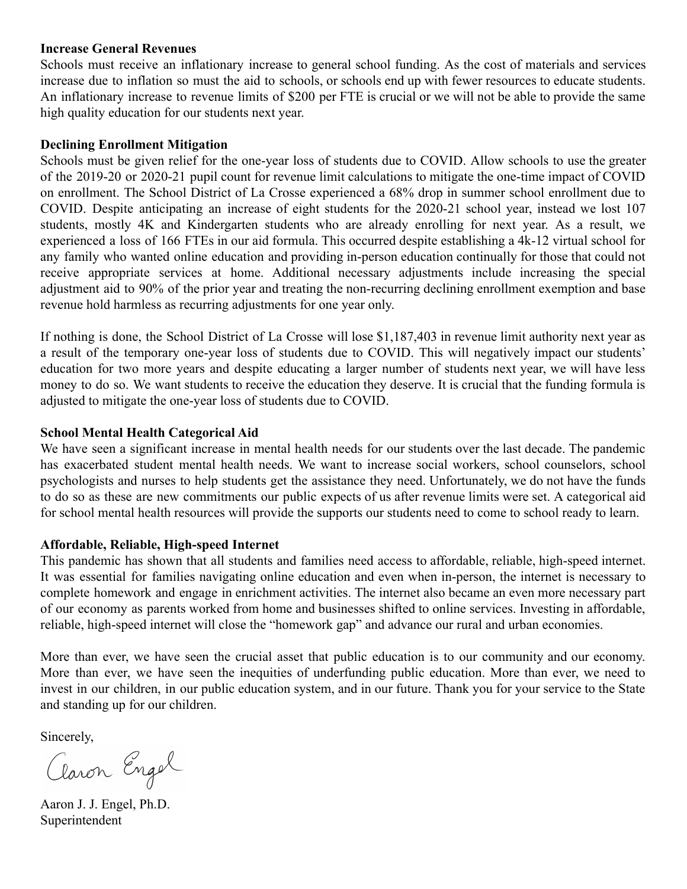**Increase General Revenues**

Schools must receive an inflationary increase to general school funding. As the cost of materials and services increase due to inflation so must the aid to schools, or schools end up with fewer resources to educate students. An inflationary increase to revenue limits of $200 per FTE is crucial or we will not be able to provide the same high quality education for our students next year.

**Declining Enrollment Mitigation**

Schools must be given relief for the one-year loss of students due to COVID. Allow schools to use the greater of the 2019-20 or 2020-21 pupil count for revenue limit calculations to mitigate the one-time impact of COVID on enrollment. The School District of La Crosse experienced a 68% drop in summer school enrollment due to COVID. Despite anticipating an increase of eight students for the 2020-21 school year, instead we lost 107 students, mostly 4K and Kindergarten students who are already enrolling for next year. As a result, we experienced a loss of 166 FTEs in our aid formula. This occurred despite establishing a 4k-12 virtual school for any family who wanted online education and providing in-person education continually for those that could not receive appropriate services at home. Additional necessary adjustments include increasing the special adjustment aid to 90% of the prior year and treating the non-recurring declining enrollment exemption and base revenue hold harmless as recurring adjustments for one year only.

If nothing is done, the School District of La Crosse will lose $1,187,403 in revenue limit authority next year as a result of the temporary one-year loss of students due to COVID. This will negatively impact our students' education for two more years and despite educating a larger number of students next year, we will have less money to do so. We want students to receive the education they deserve. It is crucial that the funding formula is adjusted to mitigate the one-year loss of students due to COVID.

**School Mental Health Categorical Aid**

We have seen a significant increase in mental health needs for our students over the last decade. The pandemic has exacerbated student mental health needs. We want to increase social workers, school counselors, school psychologists and nurses to help students get the assistance they need. Unfortunately, we do not have the funds to do so as these are new commitments our public expects of us after revenue limits were set. A categorical aid for school mental health resources will provide the supports our students need to come to school ready to learn.

**Affordable, Reliable, High-speed Internet**

This pandemic has shown that all students and families need access to affordable, reliable, high-speed internet. It was essential for families navigating online education and even when in-person, the internet is necessary to complete homework and engage in enrichment activities. The internet also became an even more necessary part of our economy as parents worked from home and businesses shifted to online services. Investing in affordable, reliable, high-speed internet will close the "homework gap" and advance our rural and urban economies.

More than ever, we have seen the crucial asset that public education is to our community and our economy. More than ever, we have seen the inequities of underfunding public education. More than ever, we need to invest in our children, in our public education system, and in our future. Thank you for your service to the State and standing up for our children.

Sincerely,

Aaron Engel

Aaron J. J. Engel, Ph.D.
Superintendent